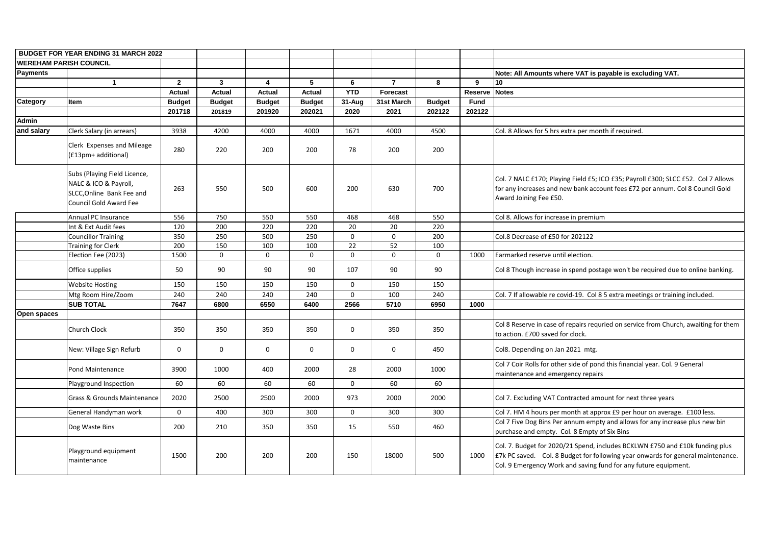| BUDGET FOR YEAR ENDING 31 MARCH 2022 | | | | | | | | | | |
|---|---|---|---|---|---|---|---|---|---|---|
| WEREHAM PARISH COUNCIL | | | | | | | | | | |
| Payments | | | | | | | | | | Note: All Amounts where VAT is payable is excluding VAT. |
| | 1 | 2 | 3 | 4 | 5 | 6 | 7 | 8 | 9 | 10 |
| | | Actual | Actual | Actual | Actual | YTD | Forecast | | Reserve | Notes |
| Category | Item | Budget | Budget | Budget | Budget | 31-Aug | 31st March | Budget | Fund | |
| | | 201718 | 201819 | 201920 | 202021 | 2020 | 2021 | 202122 | 202122 | |
| Admin | | | | | | | | | | |
| and salary | Clerk Salary (in arrears) | 3938 | 4200 | 4000 | 4000 | 1671 | 4000 | 4500 | | Col. 8 Allows for 5 hrs extra per month if required. |
| | Clerk Expenses and Mileage (£13pm+ additional) | 280 | 220 | 200 | 200 | 78 | 200 | 200 | | |
| | Subs (Playing Field Licence, NALC & ICO & Payroll, SLCC,Online Bank Fee and Council Gold Award Fee | 263 | 550 | 500 | 600 | 200 | 630 | 700 | | Col. 7 NALC £170; Playing Field £5; ICO £35; Payroll £300; SLCC £52. Col 7 Allows for any increases and new bank account fees £72 per annum. Col 8 Council Gold Award Joining Fee £50. |
| | Annual PC Insurance | 556 | 750 | 550 | 550 | 468 | 468 | 550 | | Col 8. Allows for increase in premium |
| | Int & Ext Audit fees | 120 | 200 | 220 | 220 | 20 | 20 | 220 | | |
| | Councillor Training | 350 | 250 | 500 | 250 | 0 | 0 | 200 | | Col.8 Decrease of £50 for 202122 |
| | Training for Clerk | 200 | 150 | 100 | 100 | 22 | 52 | 100 | | |
| | Election Fee (2023) | 1500 | 0 | 0 | 0 | 0 | 0 | 0 | 1000 | Earmarked reserve until election. |
| | Office supplies | 50 | 90 | 90 | 90 | 107 | 90 | 90 | | Col 8 Though increase in spend postage won't be required due to online banking. |
| | Website Hosting | 150 | 150 | 150 | 150 | 0 | 150 | 150 | | |
| | Mtg Room Hire/Zoom | 240 | 240 | 240 | 240 | 0 | 100 | 240 | | Col. 7 If allowable re covid-19. Col 8 5 extra meetings or training included. |
| | SUB TOTAL | 7647 | 6800 | 6550 | 6400 | 2566 | 5710 | 6950 | 1000 | |
| Open spaces | | | | | | | | | | |
| | Church Clock | 350 | 350 | 350 | 350 | 0 | 350 | 350 | | Col 8 Reserve in case of repairs requried on service from Church, awaiting for them to action. £700 saved for clock. |
| | New: Village Sign Refurb | 0 | 0 | 0 | 0 | 0 | 0 | 450 | | Col8. Depending on Jan 2021 mtg. |
| | Pond Maintenance | 3900 | 1000 | 400 | 2000 | 28 | 2000 | 1000 | | Col 7 Coir Rolls for other side of pond this financial year. Col. 9 General maintenance and emergency repairs |
| | Playground Inspection | 60 | 60 | 60 | 60 | 0 | 60 | 60 | | |
| | Grass & Grounds Maintenance | 2020 | 2500 | 2500 | 2000 | 973 | 2000 | 2000 | | Col 7. Excluding VAT Contracted amount for next three years |
| | General Handyman work | 0 | 400 | 300 | 300 | 0 | 300 | 300 | | Col 7. HM 4 hours per month at approx £9 per hour on average. £100 less. |
| | Dog Waste Bins | 200 | 210 | 350 | 350 | 15 | 550 | 460 | | Col 7 Five Dog Bins Per annum empty and allows for any increase plus new bin purchase and empty. Col. 8 Empty of Six Bins |
| | Playground equipment maintenance | 1500 | 200 | 200 | 200 | 150 | 18000 | 500 | 1000 | Col. 7. Budget for 2020/21 Spend, includes BCKLWN £750 and £10k funding plus £7k PC saved. Col. 8 Budget for following year onwards for general maintenance. Col. 9 Emergency Work and saving fund for any future equipment. |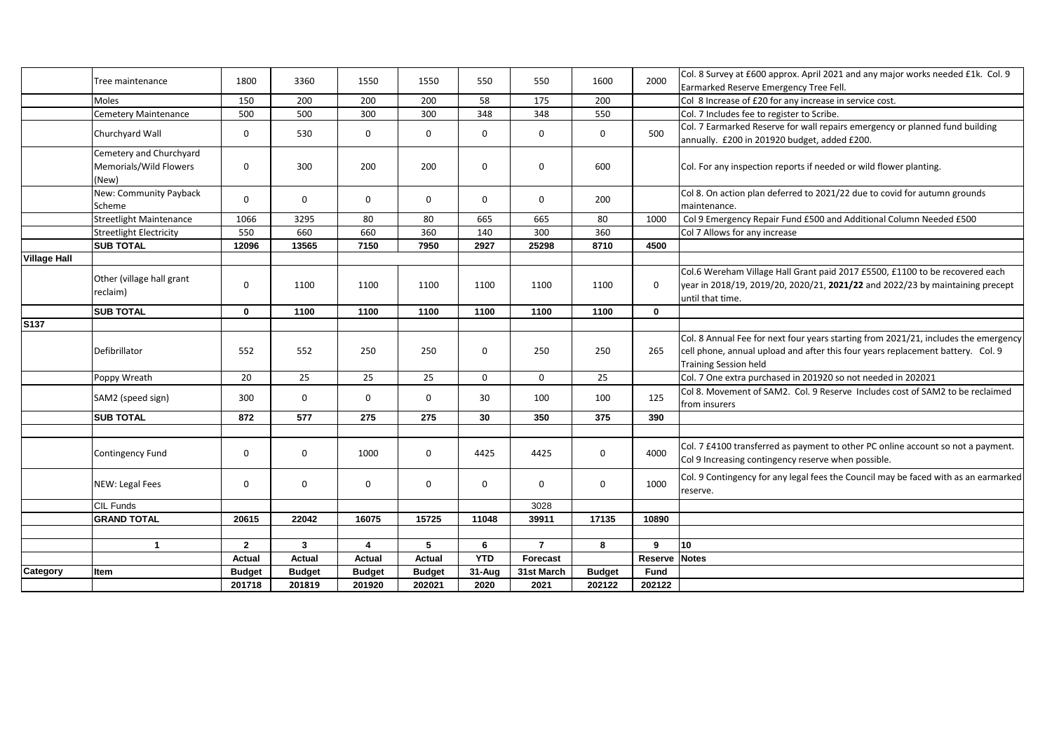| | | | | | | | | | | |
|---|---|---|---|---|---|---|---|---|---|---|
| | Tree maintenance | 1800 | 3360 | 1550 | 1550 | 550 | 550 | 1600 | 2000 | Col. 8 Survey at £600 approx. April 2021 and any major works needed £1k. Col. 9 Earmarked Reserve Emergency Tree Fell. |
| | Moles | 150 | 200 | 200 | 200 | 58 | 175 | 200 | | Col 8 Increase of £20 for any increase in service cost. |
| | Cemetery Maintenance | 500 | 500 | 300 | 300 | 348 | 348 | 550 | | Col. 7 Includes fee to register to Scribe. |
| | Churchyard Wall | 0 | 530 | 0 | 0 | 0 | 0 | 0 | 500 | Col. 7 Earmarked Reserve for wall repairs emergency or planned fund building annually. £200 in 201920 budget, added £200. |
| | Cemetery and Churchyard Memorials/Wild Flowers (New) | 0 | 300 | 200 | 200 | 0 | 0 | 600 | | Col. For any inspection reports if needed or wild flower planting. |
| | New: Community Payback Scheme | 0 | 0 | 0 | 0 | 0 | 0 | 200 | | Col 8. On action plan deferred to 2021/22 due to covid for autumn grounds maintenance. |
| | Streetlight Maintenance | 1066 | 3295 | 80 | 80 | 665 | 665 | 80 | 1000 | Col 9 Emergency Repair Fund £500 and Additional Column Needed £500 |
| | Streetlight Electricity | 550 | 660 | 660 | 360 | 140 | 300 | 360 | | Col 7 Allows for any increase |
| | **SUB TOTAL** | **12096** | **13565** | **7150** | **7950** | **2927** | **25298** | **8710** | **4500** | |
| **Village Hall** | | | | | | | | | | |
| | Other (village hall grant reclaim) | 0 | 1100 | 1100 | 1100 | 1100 | 1100 | 1100 | 0 | Col.6 Wereham Village Hall Grant paid 2017 £5500, £1100 to be recovered each year in 2018/19, 2019/20, 2020/21, **2021/22** and 2022/23 by maintaining precept until that time. |
| | **SUB TOTAL** | **0** | **1100** | **1100** | **1100** | **1100** | **1100** | **1100** | **0** | |
| **S137** | | | | | | | | | | |
| | Defibrillator | 552 | 552 | 250 | 250 | 0 | 250 | 250 | 265 | Col. 8 Annual Fee for next four years starting from 2021/21, includes the emergency cell phone, annual upload and after this four years replacement battery. Col. 9 Training Session held |
| | Poppy Wreath | 20 | 25 | 25 | 25 | 0 | 0 | 25 | | Col. 7 One extra purchased in 201920 so not needed in 202021 |
| | SAM2 (speed sign) | 300 | 0 | 0 | 0 | 30 | 100 | 100 | 125 | Col 8. Movement of SAM2. Col. 9 Reserve Includes cost of SAM2 to be reclaimed from insurers |
| | **SUB TOTAL** | **872** | **577** | **275** | **275** | **30** | **350** | **375** | **390** | |
| | | | | | | | | | | |
| | Contingency Fund | 0 | 0 | 1000 | 0 | 4425 | 4425 | 0 | 4000 | Col. 7 £4100 transferred as payment to other PC online account so not a payment. Col 9 Increasing contingency reserve when possible. |
| | NEW: Legal Fees | 0 | 0 | 0 | 0 | 0 | 0 | 0 | 1000 | Col. 9 Contingency for any legal fees the Council may be faced with as an earmarked reserve. |
| | CIL Funds | | | | | | 3028 | | | |
| | **GRAND TOTAL** | **20615** | **22042** | **16075** | **15725** | **11048** | **39911** | **17135** | **10890** | |
| | | | | | | | | | | |
| | **1** | **2** | **3** | **4** | **5** | **6** | **7** | **8** | **9** | **10** |
| | | **Actual** | **Actual** | **Actual** | **Actual** | **YTD** | **Forecast** | | **Reserve** | **Notes** |
| **Category** | **Item** | **Budget** | **Budget** | **Budget** | **Budget** | **31-Aug** | **31st March** | **Budget** | **Fund** | |
| | | **201718** | **201819** | **201920** | **202021** | **2020** | **2021** | **202122** | **202122** | |